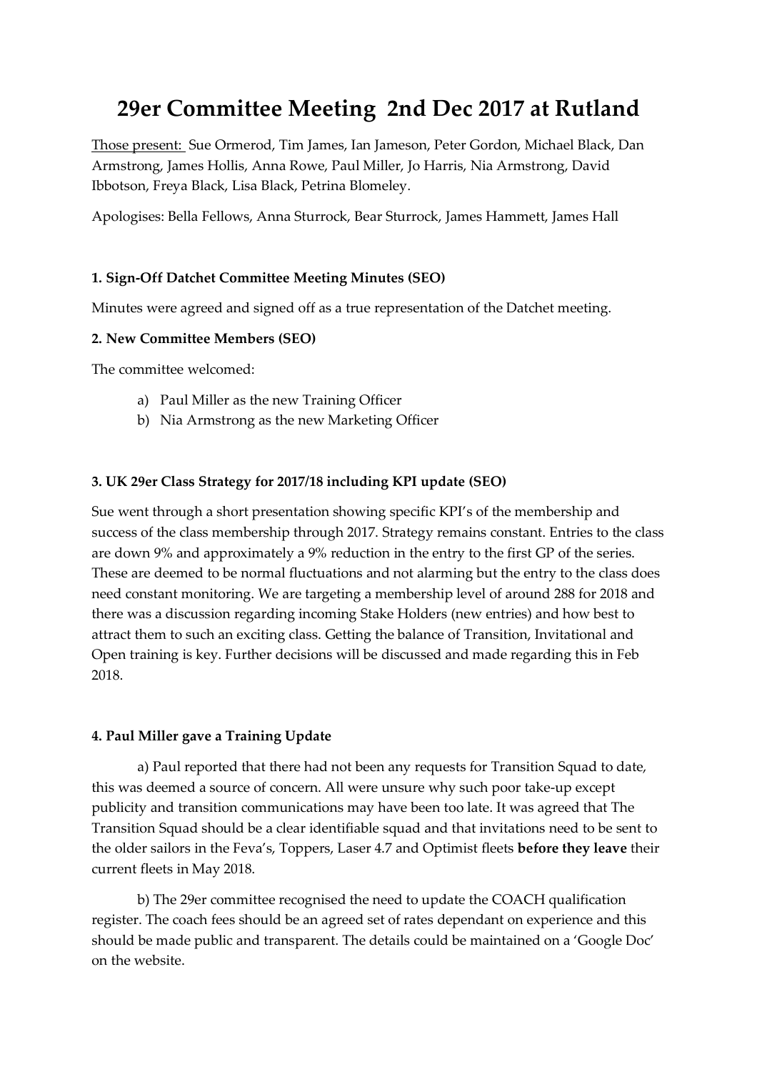# 29er Committee Meeting 2nd Dec 2017 at Rutland

Those present: Sue Ormerod, Tim James, Ian Jameson, Peter Gordon, Michael Black, Dan Armstrong, James Hollis, Anna Rowe, Paul Miller, Jo Harris, Nia Armstrong, David Ibbotson, Freya Black, Lisa Black, Petrina Blomeley.

Apologises: Bella Fellows, Anna Sturrock, Bear Sturrock, James Hammett, James Hall

**1. Sign-Off Datchet Committee Meeting Minutes (SEO)**

Minutes were agreed and signed off as a true representation of the Datchet meeting.

**2. New Committee Members (SEO)**

The committee welcomed:

a) Paul Miller as the new Training Officer
b) Nia Armstrong as the new Marketing Officer

**3. UK 29er Class Strategy for 2017/18 including KPI update (SEO)**

Sue went through a short presentation showing specific KPI's of the membership and success of the class membership through 2017. Strategy remains constant. Entries to the class are down 9% and approximately a 9% reduction in the entry to the first GP of the series. These are deemed to be normal fluctuations and not alarming but the entry to the class does need constant monitoring. We are targeting a membership level of around 288 for 2018 and there was a discussion regarding incoming Stake Holders (new entries) and how best to attract them to such an exciting class. Getting the balance of Transition, Invitational and Open training is key. Further decisions will be discussed and made regarding this in Feb 2018.

**4. Paul Miller gave a Training Update**

a) Paul reported that there had not been any requests for Transition Squad to date, this was deemed a source of concern. All were unsure why such poor take-up except publicity and transition communications may have been too late. It was agreed that The Transition Squad should be a clear identifiable squad and that invitations need to be sent to the older sailors in the Feva's, Toppers, Laser 4.7 and Optimist fleets **before they leave** their current fleets in May 2018.

b) The 29er committee recognised the need to update the COACH qualification register. The coach fees should be an agreed set of rates dependant on experience and this should be made public and transparent. The details could be maintained on a 'Google Doc' on the website.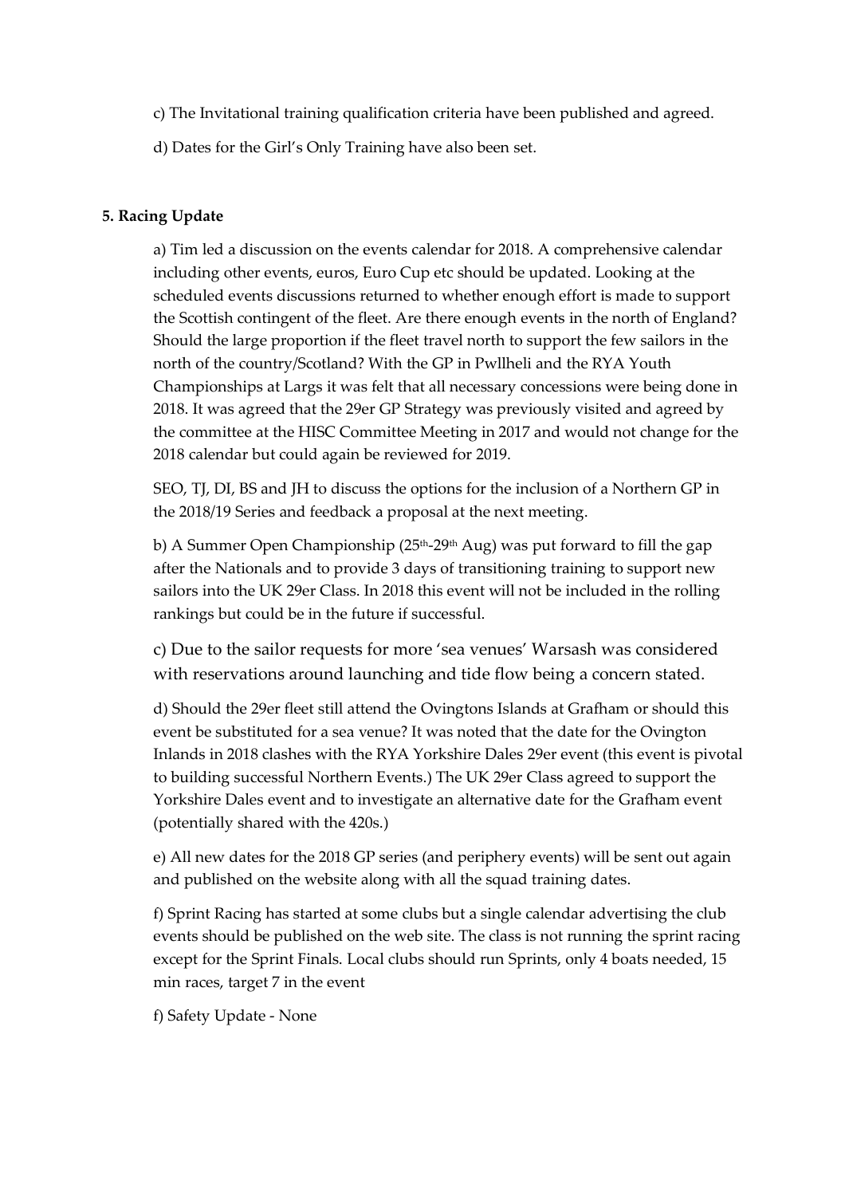c) The Invitational training qualification criteria have been published and agreed.

d) Dates for the Girl's Only Training have also been set.

**5. Racing Update**

a) Tim led a discussion on the events calendar for 2018. A comprehensive calendar including other events, euros, Euro Cup etc should be updated. Looking at the scheduled events discussions returned to whether enough effort is made to support the Scottish contingent of the fleet. Are there enough events in the north of England? Should the large proportion if the fleet travel north to support the few sailors in the north of the country/Scotland? With the GP in Pwllheli and the RYA Youth Championships at Largs it was felt that all necessary concessions were being done in 2018. It was agreed that the 29er GP Strategy was previously visited and agreed by the committee at the HISC Committee Meeting in 2017 and would not change for the 2018 calendar but could again be reviewed for 2019.

SEO, TJ, DI, BS and JH to discuss the options for the inclusion of a Northern GP in the 2018/19 Series and feedback a proposal at the next meeting.

b) A Summer Open Championship (25th-29th Aug) was put forward to fill the gap after the Nationals and to provide 3 days of transitioning training to support new sailors into the UK 29er Class. In 2018 this event will not be included in the rolling rankings but could be in the future if successful.

c) Due to the sailor requests for more 'sea venues' Warsash was considered with reservations around launching and tide flow being a concern stated.

d) Should the 29er fleet still attend the Ovingtons Islands at Grafham or should this event be substituted for a sea venue? It was noted that the date for the Ovington Inlands in 2018 clashes with the RYA Yorkshire Dales 29er event (this event is pivotal to building successful Northern Events.) The UK 29er Class agreed to support the Yorkshire Dales event and to investigate an alternative date for the Grafham event (potentially shared with the 420s.)

e) All new dates for the 2018 GP series (and periphery events) will be sent out again and published on the website along with all the squad training dates.

f) Sprint Racing has started at some clubs but a single calendar advertising the club events should be published on the web site. The class is not running the sprint racing except for the Sprint Finals. Local clubs should run Sprints, only 4 boats needed, 15 min races, target 7 in the event

f) Safety Update - None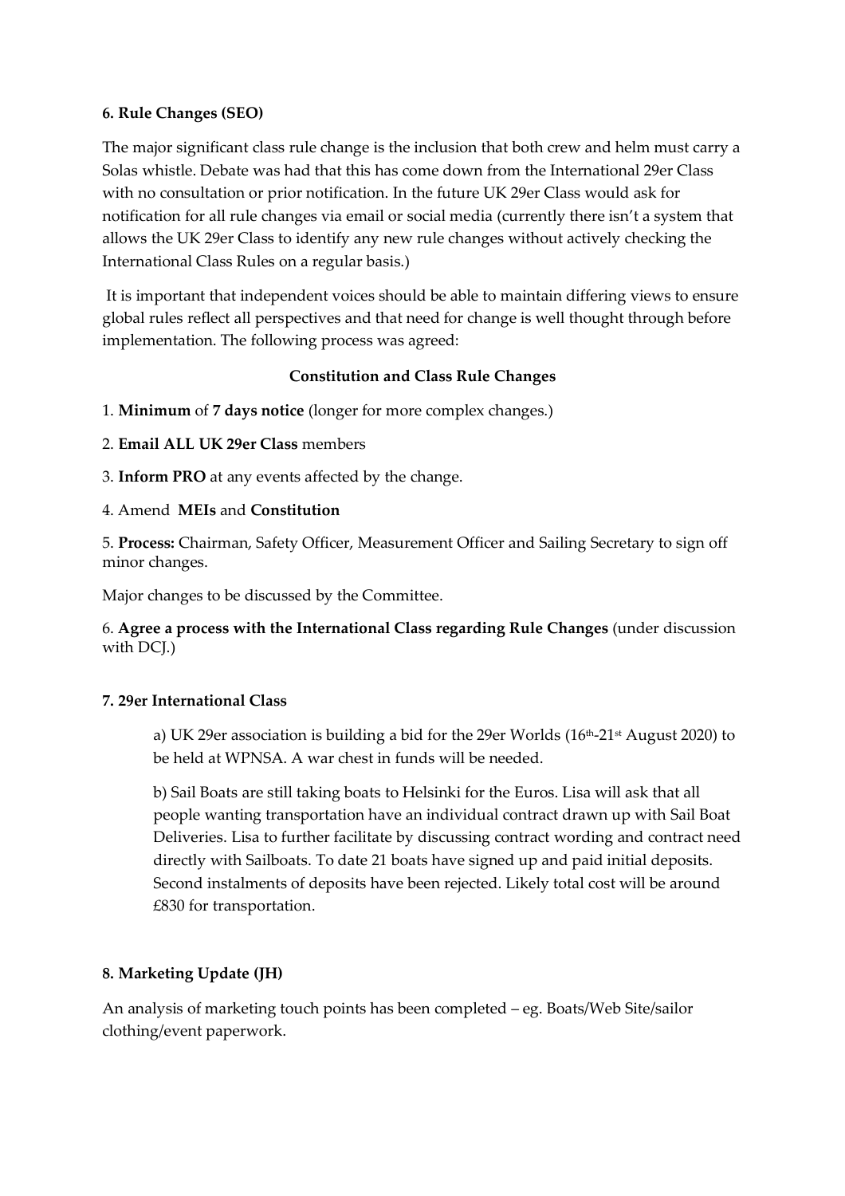**6. Rule Changes (SEO)**

The major significant class rule change is the inclusion that both crew and helm must carry a Solas whistle. Debate was had that this has come down from the International 29er Class with no consultation or prior notification. In the future UK 29er Class would ask for notification for all rule changes via email or social media (currently there isn't a system that allows the UK 29er Class to identify any new rule changes without actively checking the International Class Rules on a regular basis.)

It is important that independent voices should be able to maintain differing views to ensure global rules reflect all perspectives and that need for change is well thought through before implementation. The following process was agreed:

**Constitution and Class Rule Changes**

1. **Minimum** of **7 days notice** (longer for more complex changes.)

2. **Email ALL UK 29er Class** members

3. **Inform PRO** at any events affected by the change.

4. Amend **MEIs** and **Constitution**

5. **Process:** Chairman, Safety Officer, Measurement Officer and Sailing Secretary to sign off minor changes.

Major changes to be discussed by the Committee.

6. **Agree a process with the International Class regarding Rule Changes** (under discussion with DCJ.)

**7. 29er International Class**

a) UK 29er association is building a bid for the 29er Worlds (16th-21st August 2020) to be held at WPNSA. A war chest in funds will be needed.

b) Sail Boats are still taking boats to Helsinki for the Euros. Lisa will ask that all people wanting transportation have an individual contract drawn up with Sail Boat Deliveries. Lisa to further facilitate by discussing contract wording and contract need directly with Sailboats. To date 21 boats have signed up and paid initial deposits. Second instalments of deposits have been rejected. Likely total cost will be around £830 for transportation.

**8. Marketing Update (JH)**

An analysis of marketing touch points has been completed – eg. Boats/Web Site/sailor clothing/event paperwork.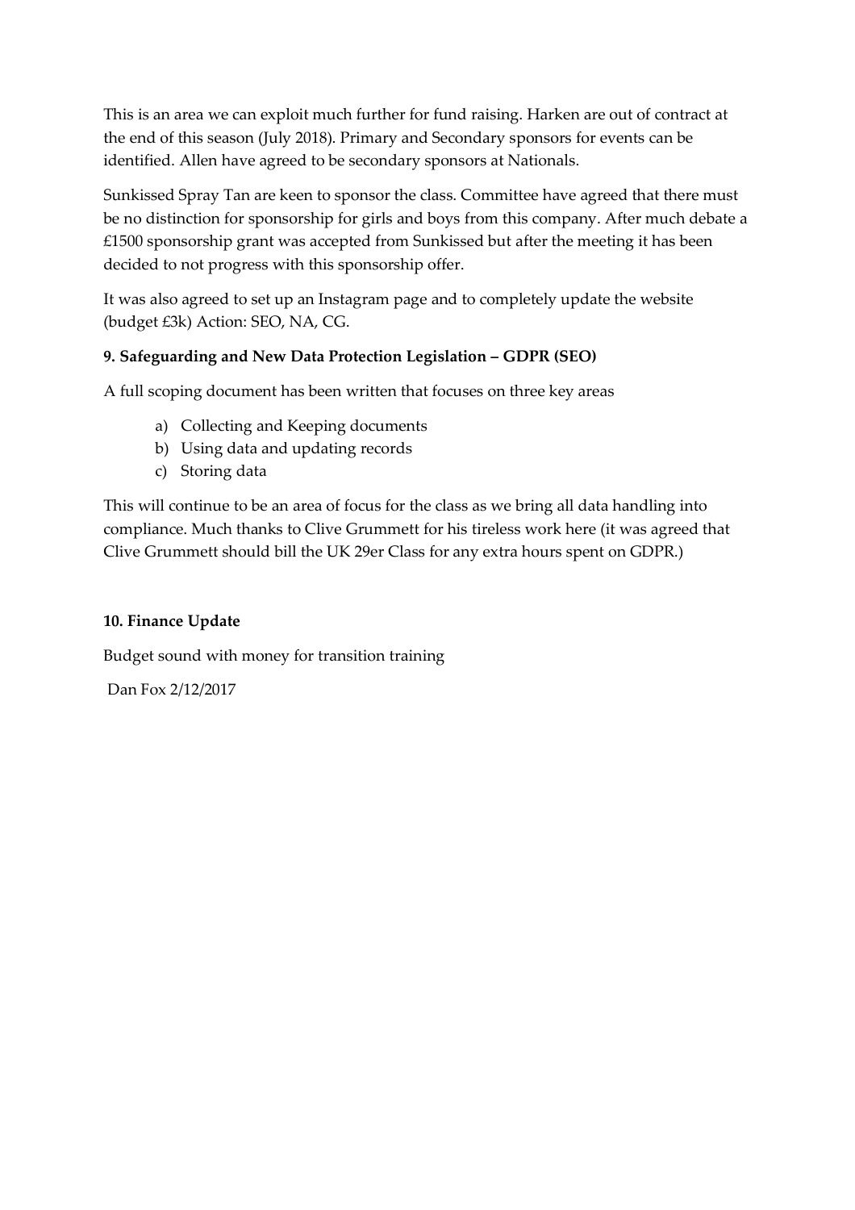This is an area we can exploit much further for fund raising. Harken are out of contract at the end of this season (July 2018). Primary and Secondary sponsors for events can be identified. Allen have agreed to be secondary sponsors at Nationals.

Sunkissed Spray Tan are keen to sponsor the class. Committee have agreed that there must be no distinction for sponsorship for girls and boys from this company. After much debate a £1500 sponsorship grant was accepted from Sunkissed but after the meeting it has been decided to not progress with this sponsorship offer.

It was also agreed to set up an Instagram page and to completely update the website (budget £3k) Action: SEO, NA, CG.

**9. Safeguarding and New Data Protection Legislation – GDPR (SEO)**

A full scoping document has been written that focuses on three key areas

a) Collecting and Keeping documents
b) Using data and updating records
c) Storing data

This will continue to be an area of focus for the class as we bring all data handling into compliance. Much thanks to Clive Grummett for his tireless work here (it was agreed that Clive Grummett should bill the UK 29er Class for any extra hours spent on GDPR.)

**10. Finance Update**

Budget sound with money for transition training

Dan Fox 2/12/2017